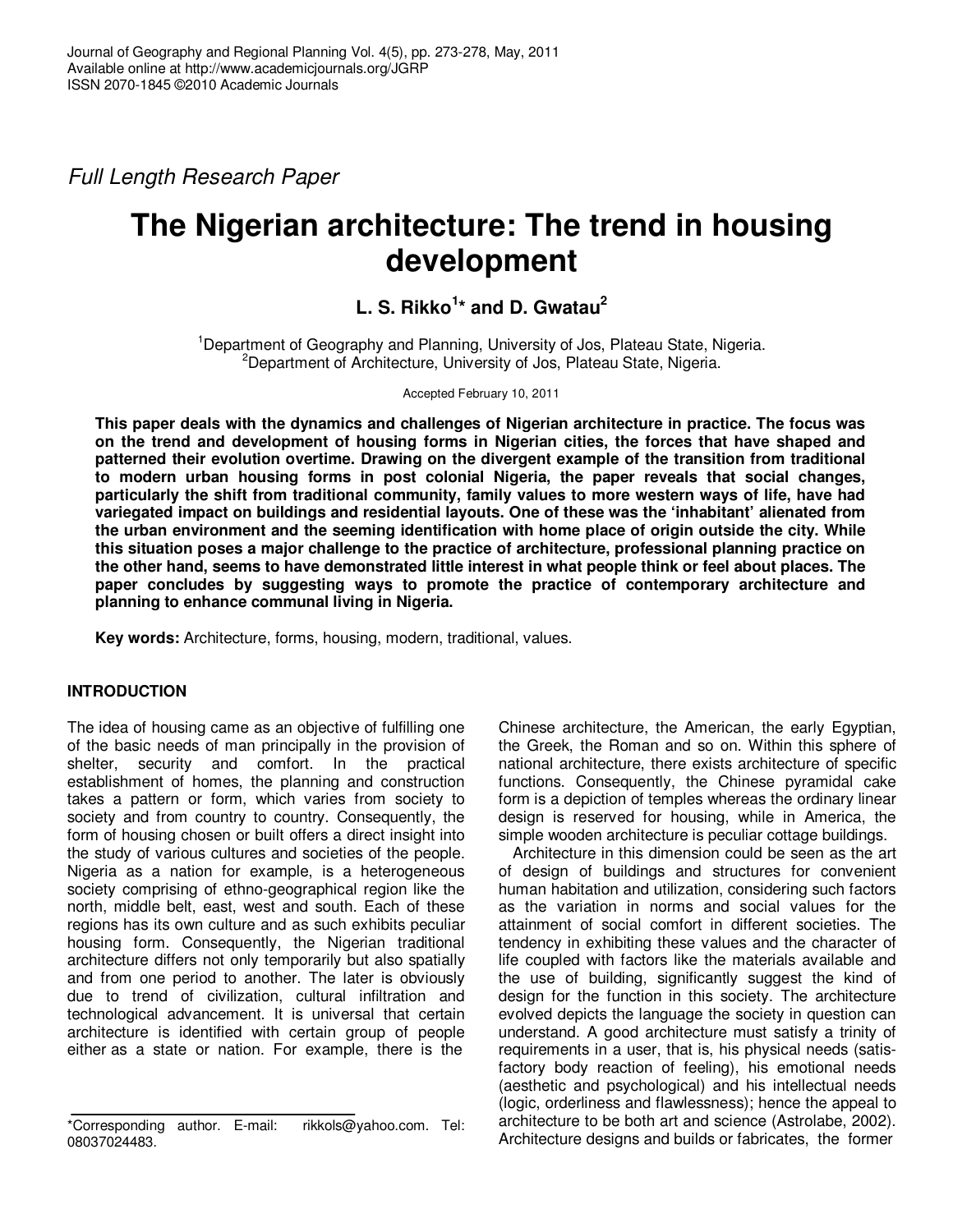*Full Length Research Paper*

# The Nigerian architecture: The trend in housing development

**L. S. Rikko[1]* and D. Gwatau[2]**

[1]Department of Geography and Planning, University of Jos, Plateau State, Nigeria.
[2]Department of Architecture, University of Jos, Plateau State, Nigeria.

Accepted February 10, 2011

**This paper deals with the dynamics and challenges of Nigerian architecture in practice. The focus was on the trend and development of housing forms in Nigerian cities, the forces that have shaped and patterned their evolution overtime. Drawing on the divergent example of the transition from traditional to modern urban housing forms in post colonial Nigeria, the paper reveals that social changes, particularly the shift from traditional community, family values to more western ways of life, have had variegated impact on buildings and residential layouts. One of these was the 'inhabitant' alienated from the urban environment and the seeming identification with home place of origin outside the city. While this situation poses a major challenge to the practice of architecture, professional planning practice on the other hand, seems to have demonstrated little interest in what people think or feel about places. The paper concludes by suggesting ways to promote the practice of contemporary architecture and planning to enhance communal living in Nigeria.**

**Key words:** Architecture, forms, housing, modern, traditional, values.

## INTRODUCTION

The idea of housing came as an objective of fulfilling one of the basic needs of man principally in the provision of shelter, security and comfort. In the practical establishment of homes, the planning and construction takes a pattern or form, which varies from society to society and from country to country. Consequently, the form of housing chosen or built offers a direct insight into the study of various cultures and societies of the people. Nigeria as a nation for example, is a heterogeneous society comprising of ethno-geographical region like the north, middle belt, east, west and south. Each of these regions has its own culture and as such exhibits peculiar housing form. Consequently, the Nigerian traditional architecture differs not only temporarily but also spatially and from one period to another. The later is obviously due to trend of civilization, cultural infiltration and technological advancement. It is universal that certain architecture is identified with certain group of people either as a state or nation. For example, there is the Chinese architecture, the American, the early Egyptian, the Greek, the Roman and so on. Within this sphere of national architecture, there exists architecture of specific functions. Consequently, the Chinese pyramidal cake form is a depiction of temples whereas the ordinary linear design is reserved for housing, while in America, the simple wooden architecture is peculiar cottage buildings.

Architecture in this dimension could be seen as the art of design of buildings and structures for convenient human habitation and utilization, considering such factors as the variation in norms and social values for the attainment of social comfort in different societies. The tendency in exhibiting these values and the character of life coupled with factors like the materials available and the use of building, significantly suggest the kind of design for the function in this society. The architecture evolved depicts the language the society in question can understand. A good architecture must satisfy a trinity of requirements in a user, that is, his physical needs (satisfactory body reaction of feeling), his emotional needs (aesthetic and psychological) and his intellectual needs (logic, orderliness and flawlessness); hence the appeal to architecture to be both art and science (Astrolabe, 2002). Architecture designs and builds or fabricates, the former

*Corresponding author. E-mail: rikkols@yahoo.com. Tel: 08037024483.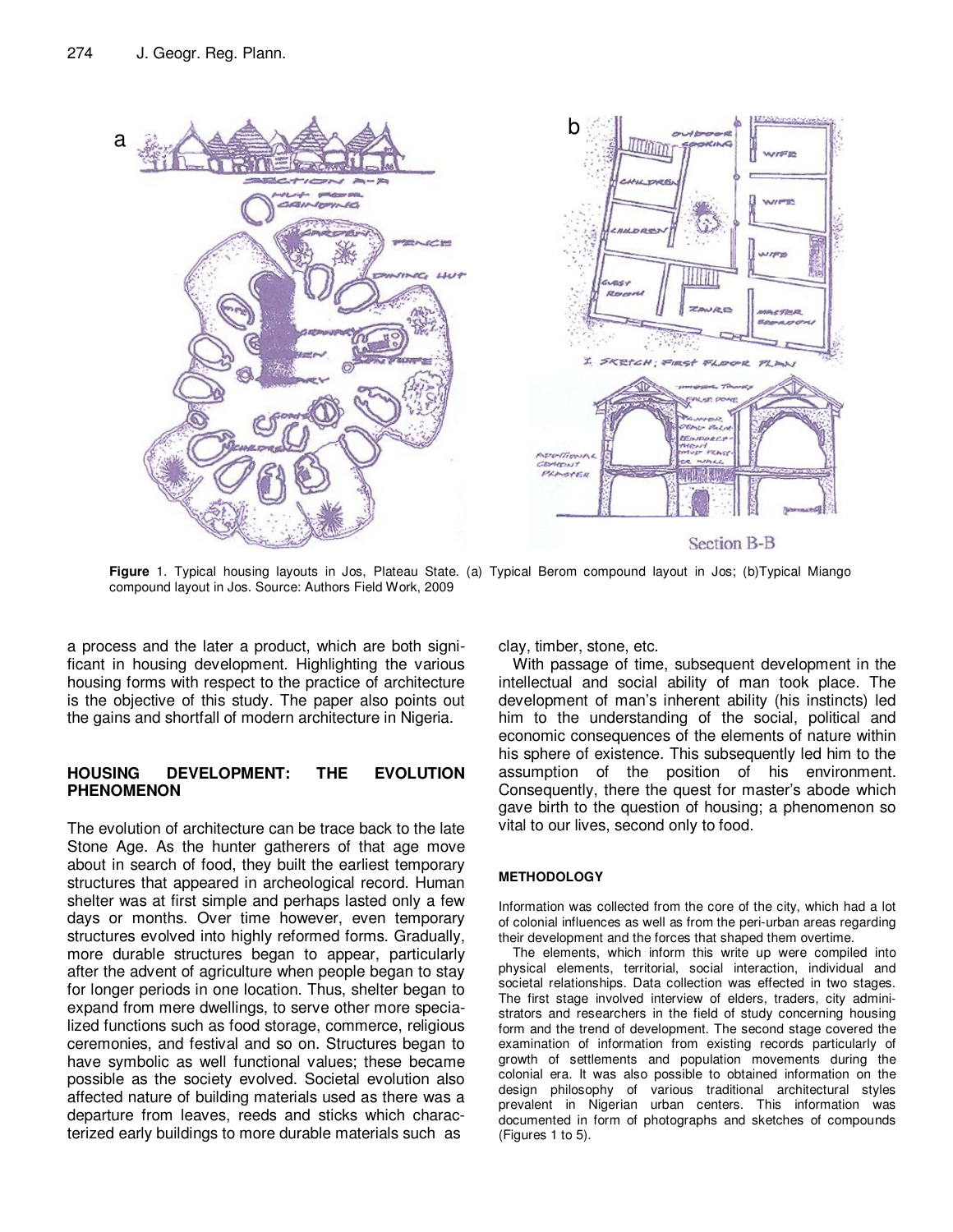**Figure** 1. Typical housing layouts in Jos, Plateau State. (a) Typical Berom compound layout in Jos; (b)Typical Miango compound layout in Jos. Source: Authors Field Work, 2009

a process and the later a product, which are both significant in housing development. Highlighting the various housing forms with respect to the practice of architecture is the objective of this study. The paper also points out the gains and shortfall of modern architecture in Nigeria.

## HOUSING DEVELOPMENT: THE EVOLUTION PHENOMENON

The evolution of architecture can be trace back to the late Stone Age. As the hunter gatherers of that age move about in search of food, they built the earliest temporary structures that appeared in archeological record. Human shelter was at first simple and perhaps lasted only a few days or months. Over time however, even temporary structures evolved into highly reformed forms. Gradually, more durable structures began to appear, particularly after the advent of agriculture when people began to stay for longer periods in one location. Thus, shelter began to expand from mere dwellings, to serve other more specialized functions such as food storage, commerce, religious ceremonies, and festival and so on. Structures began to have symbolic as well functional values; these became possible as the society evolved. Societal evolution also affected nature of building materials used as there was a departure from leaves, reeds and sticks which characterized early buildings to more durable materials such as clay, timber, stone, etc.

With passage of time, subsequent development in the intellectual and social ability of man took place. The development of man's inherent ability (his instincts) led him to the understanding of the social, political and economic consequences of the elements of nature within his sphere of existence. This subsequently led him to the assumption of the position of his environment. Consequently, there the quest for master's abode which gave birth to the question of housing; a phenomenon so vital to our lives, second only to food.

## METHODOLOGY

Information was collected from the core of the city, which had a lot of colonial influences as well as from the peri-urban areas regarding their development and the forces that shaped them overtime.

The elements, which inform this write up were compiled into physical elements, territorial, social interaction, individual and societal relationships. Data collection was effected in two stages. The first stage involved interview of elders, traders, city administrators and researchers in the field of study concerning housing form and the trend of development. The second stage covered the examination of information from existing records particularly of growth of settlements and population movements during the colonial era. It was also possible to obtained information on the design philosophy of various traditional architectural styles prevalent in Nigerian urban centers. This information was documented in form of photographs and sketches of compounds (Figures 1 to 5).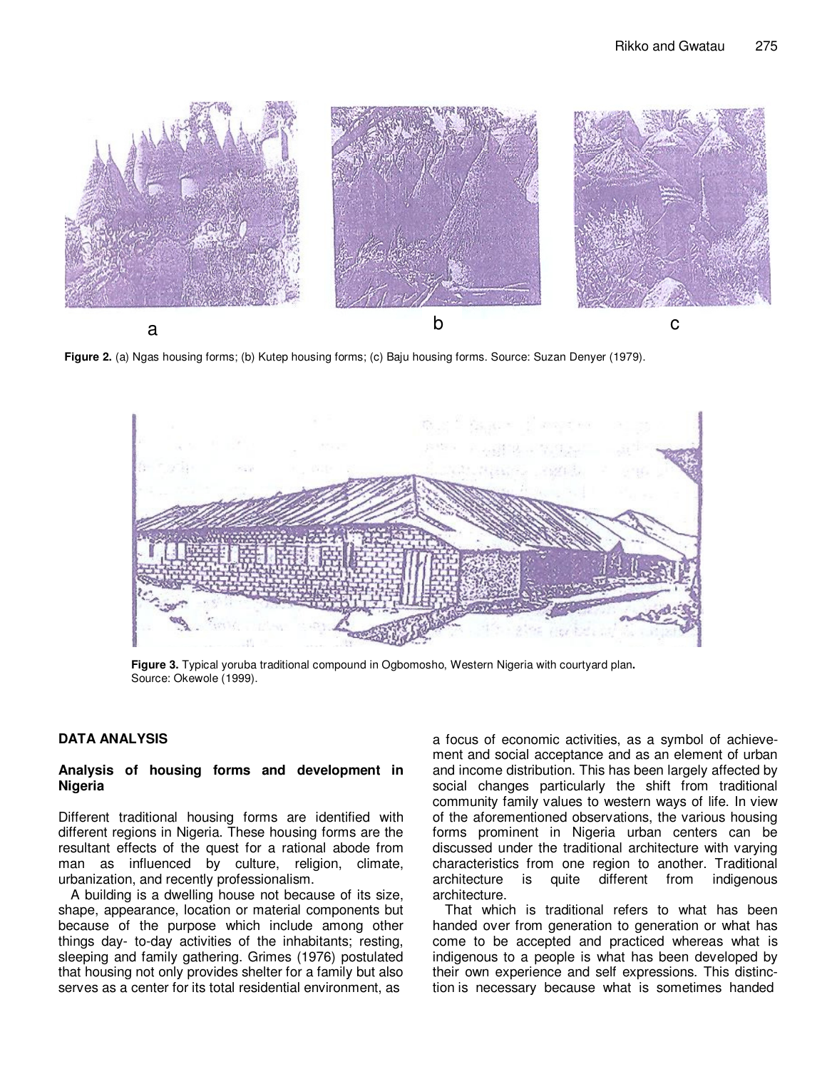Figure 2. (a) Ngas housing forms; (b) Kutep housing forms; (c) Baju housing forms. Source: Suzan Denyer (1979).

Figure 3. Typical yoruba traditional compound in Ogbomosho, Western Nigeria with courtyard plan. Source: Okewole (1999).

## DATA ANALYSIS

### Analysis of housing forms and development in Nigeria

Different traditional housing forms are identified with different regions in Nigeria. These housing forms are the resultant effects of the quest for a rational abode from man as influenced by culture, religion, climate, urbanization, and recently professionalism.

A building is a dwelling house not because of its size, shape, appearance, location or material components but because of the purpose which include among other things day- to-day activities of the inhabitants; resting, sleeping and family gathering. Grimes (1976) postulated that housing not only provides shelter for a family but also serves as a center for its total residential environment, as a focus of economic activities, as a symbol of achievement and social acceptance and as an element of urban and income distribution. This has been largely affected by social changes particularly the shift from traditional community family values to western ways of life. In view of the aforementioned observations, the various housing forms prominent in Nigeria urban centers can be discussed under the traditional architecture with varying characteristics from one region to another. Traditional architecture is quite different from indigenous architecture.

That which is traditional refers to what has been handed over from generation to generation or what has come to be accepted and practiced whereas what is indigenous to a people is what has been developed by their own experience and self expressions. This distinction is necessary because what is sometimes handed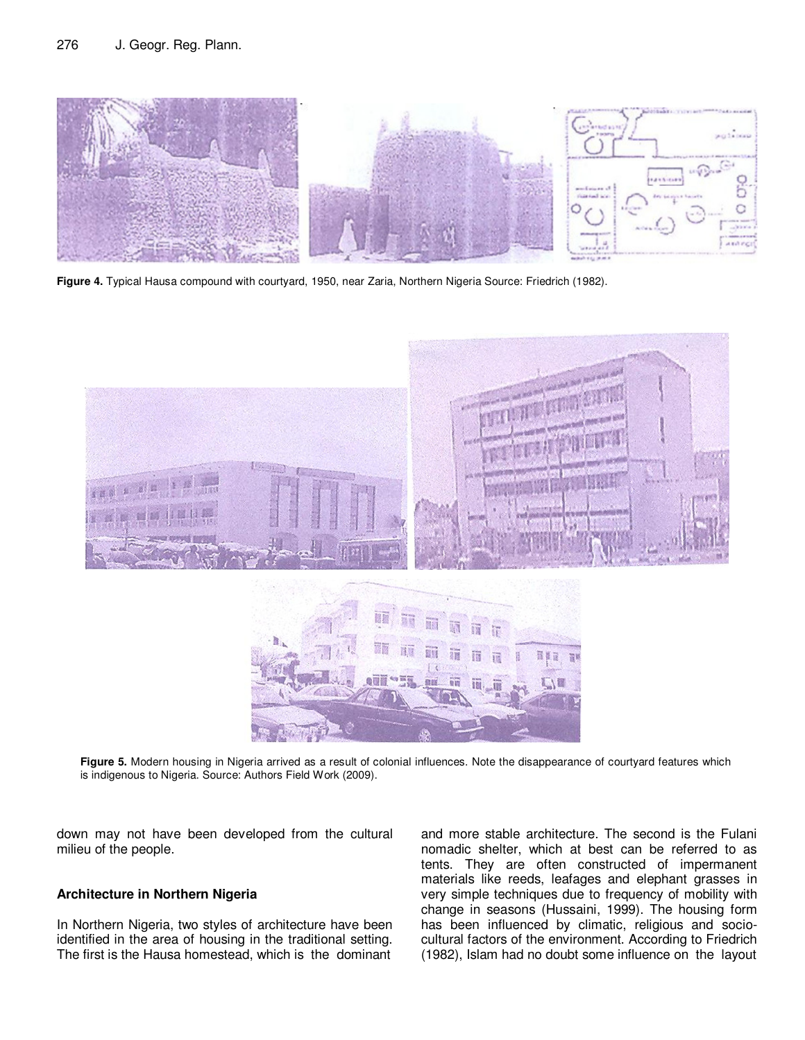**Figure 4.** Typical Hausa compound with courtyard, 1950, near Zaria, Northern Nigeria Source: Friedrich (1982).

**Figure 5.** Modern housing in Nigeria arrived as a result of colonial influences. Note the disappearance of courtyard features which is indigenous to Nigeria. Source: Authors Field Work (2009).

down may not have been developed from the cultural milieu of the people.

## Architecture in Northern Nigeria

In Northern Nigeria, two styles of architecture have been identified in the area of housing in the traditional setting. The first is the Hausa homestead, which is the dominant and more stable architecture. The second is the Fulani nomadic shelter, which at best can be referred to as tents. They are often constructed of impermanent materials like reeds, leafages and elephant grasses in very simple techniques due to frequency of mobility with change in seasons (Hussaini, 1999). The housing form has been influenced by climatic, religious and socio-cultural factors of the environment. According to Friedrich (1982), Islam had no doubt some influence on the layout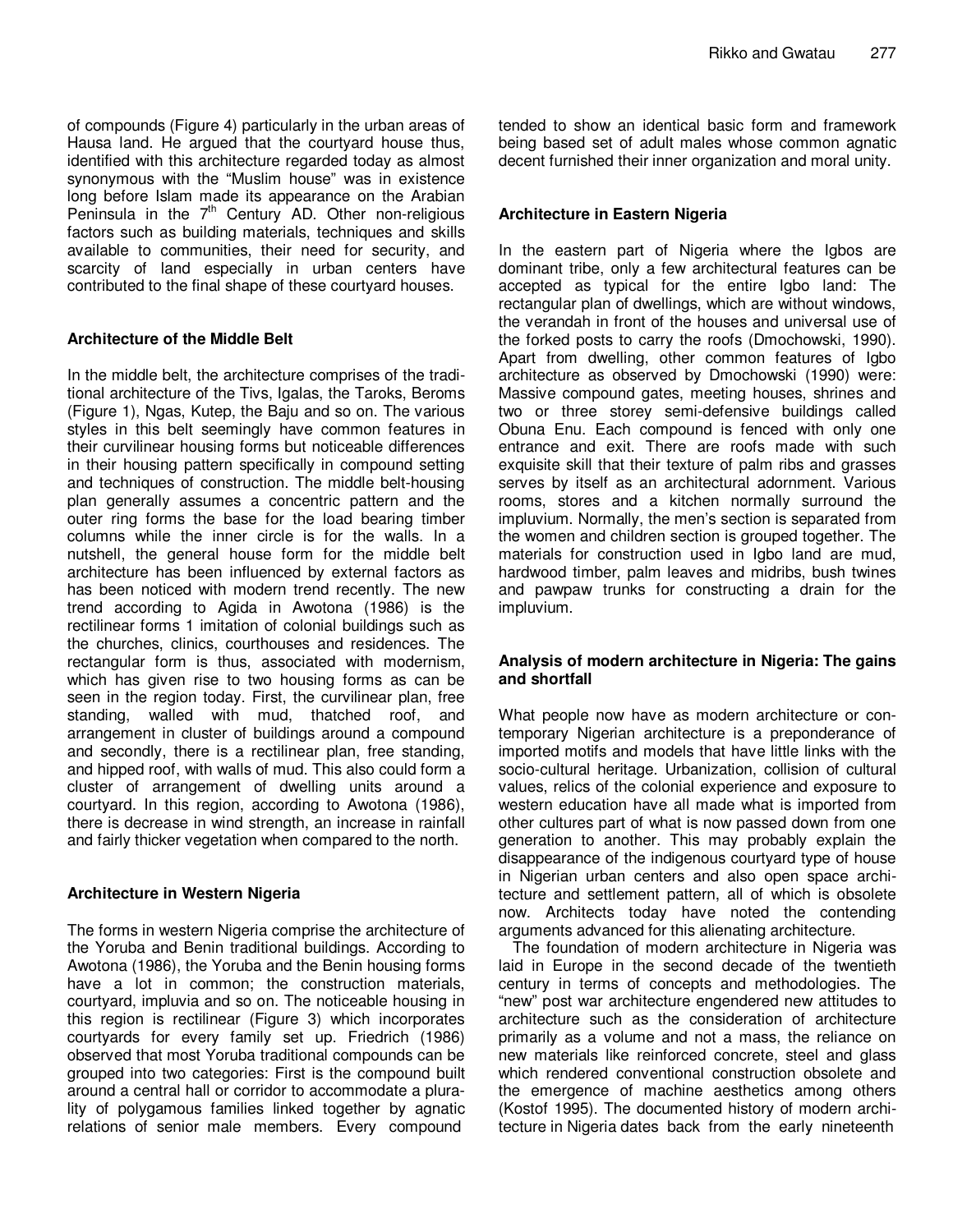of compounds (Figure 4) particularly in the urban areas of Hausa land. He argued that the courtyard house thus, identified with this architecture regarded today as almost synonymous with the "Muslim house" was in existence long before Islam made its appearance on the Arabian Peninsula in the 7th Century AD. Other non-religious factors such as building materials, techniques and skills available to communities, their need for security, and scarcity of land especially in urban centers have contributed to the final shape of these courtyard houses.

### Architecture of the Middle Belt

In the middle belt, the architecture comprises of the traditional architecture of the Tivs, Igalas, the Taroks, Beroms (Figure 1), Ngas, Kutep, the Baju and so on. The various styles in this belt seemingly have common features in their curvilinear housing forms but noticeable differences in their housing pattern specifically in compound setting and techniques of construction. The middle belt-housing plan generally assumes a concentric pattern and the outer ring forms the base for the load bearing timber columns while the inner circle is for the walls. In a nutshell, the general house form for the middle belt architecture has been influenced by external factors as has been noticed with modern trend recently. The new trend according to Agida in Awotona (1986) is the rectilinear forms 1 imitation of colonial buildings such as the churches, clinics, courthouses and residences. The rectangular form is thus, associated with modernism, which has given rise to two housing forms as can be seen in the region today. First, the curvilinear plan, free standing, walled with mud, thatched roof, and arrangement in cluster of buildings around a compound and secondly, there is a rectilinear plan, free standing, and hipped roof, with walls of mud. This also could form a cluster of arrangement of dwelling units around a courtyard. In this region, according to Awotona (1986), there is decrease in wind strength, an increase in rainfall and fairly thicker vegetation when compared to the north.

### Architecture in Western Nigeria

The forms in western Nigeria comprise the architecture of the Yoruba and Benin traditional buildings. According to Awotona (1986), the Yoruba and the Benin housing forms have a lot in common; the construction materials, courtyard, impluvia and so on. The noticeable housing in this region is rectilinear (Figure 3) which incorporates courtyards for every family set up. Friedrich (1986) observed that most Yoruba traditional compounds can be grouped into two categories: First is the compound built around a central hall or corridor to accommodate a plurality of polygamous families linked together by agnatic relations of senior male members. Every compound tended to show an identical basic form and framework being based set of adult males whose common agnatic decent furnished their inner organization and moral unity.

### Architecture in Eastern Nigeria

In the eastern part of Nigeria where the Igbos are dominant tribe, only a few architectural features can be accepted as typical for the entire Igbo land: The rectangular plan of dwellings, which are without windows, the verandah in front of the houses and universal use of the forked posts to carry the roofs (Dmochowski, 1990). Apart from dwelling, other common features of Igbo architecture as observed by Dmochowski (1990) were: Massive compound gates, meeting houses, shrines and two or three storey semi-defensive buildings called Obuna Enu. Each compound is fenced with only one entrance and exit. There are roofs made with such exquisite skill that their texture of palm ribs and grasses serves by itself as an architectural adornment. Various rooms, stores and a kitchen normally surround the impluvium. Normally, the men's section is separated from the women and children section is grouped together. The materials for construction used in Igbo land are mud, hardwood timber, palm leaves and midribs, bush twines and pawpaw trunks for constructing a drain for the impluvium.

### Analysis of modern architecture in Nigeria: The gains and shortfall

What people now have as modern architecture or contemporary Nigerian architecture is a preponderance of imported motifs and models that have little links with the socio-cultural heritage. Urbanization, collision of cultural values, relics of the colonial experience and exposure to western education have all made what is imported from other cultures part of what is now passed down from one generation to another. This may probably explain the disappearance of the indigenous courtyard type of house in Nigerian urban centers and also open space architecture and settlement pattern, all of which is obsolete now. Architects today have noted the contending arguments advanced for this alienating architecture.

The foundation of modern architecture in Nigeria was laid in Europe in the second decade of the twentieth century in terms of concepts and methodologies. The "new" post war architecture engendered new attitudes to architecture such as the consideration of architecture primarily as a volume and not a mass, the reliance on new materials like reinforced concrete, steel and glass which rendered conventional construction obsolete and the emergence of machine aesthetics among others (Kostof 1995). The documented history of modern architecture in Nigeria dates back from the early nineteenth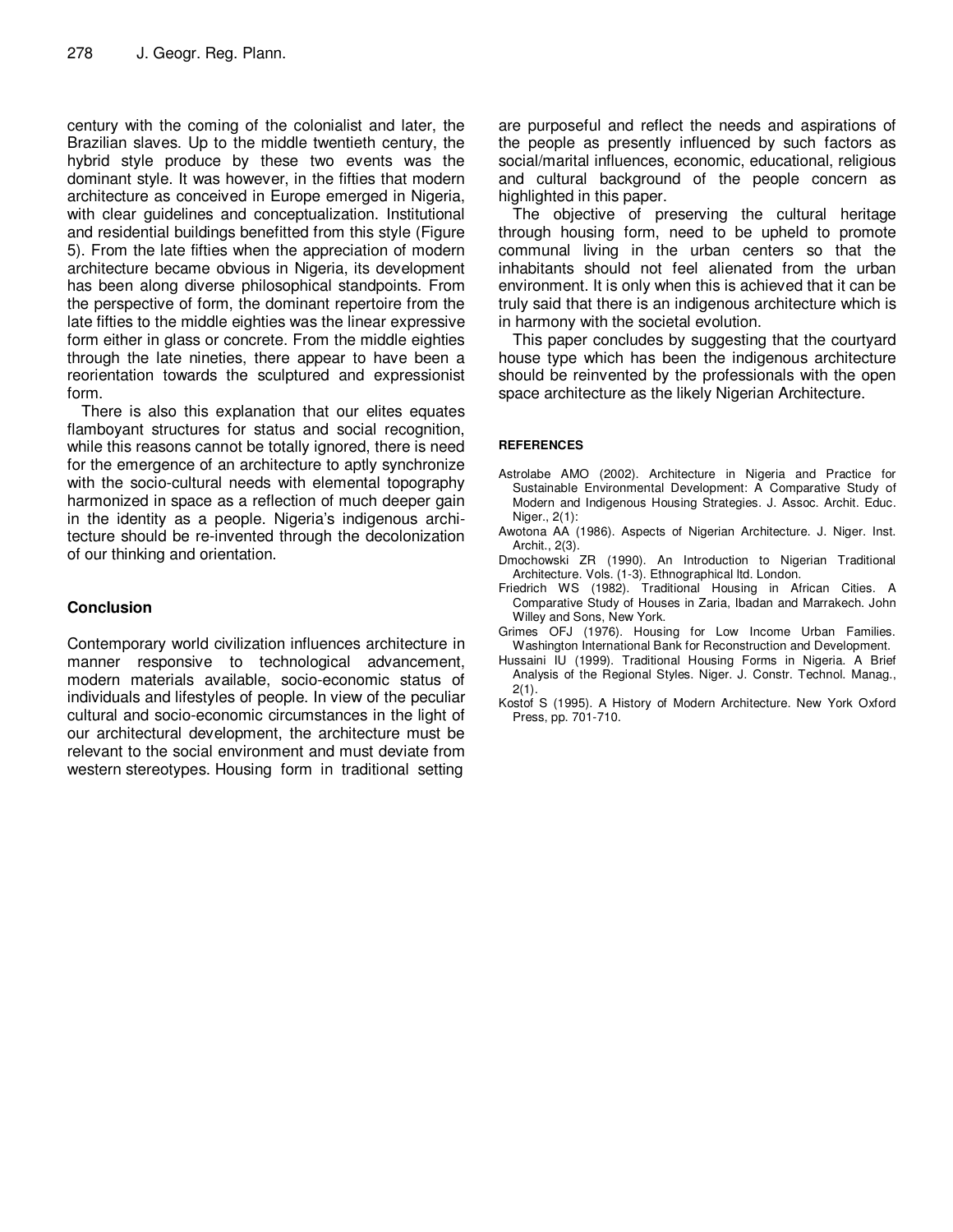century with the coming of the colonialist and later, the Brazilian slaves. Up to the middle twentieth century, the hybrid style produce by these two events was the dominant style. It was however, in the fifties that modern architecture as conceived in Europe emerged in Nigeria, with clear guidelines and conceptualization. Institutional and residential buildings benefitted from this style (Figure 5). From the late fifties when the appreciation of modern architecture became obvious in Nigeria, its development has been along diverse philosophical standpoints. From the perspective of form, the dominant repertoire from the late fifties to the middle eighties was the linear expressive form either in glass or concrete. From the middle eighties through the late nineties, there appear to have been a reorientation towards the sculptured and expressionist form.

There is also this explanation that our elites equates flamboyant structures for status and social recognition, while this reasons cannot be totally ignored, there is need for the emergence of an architecture to aptly synchronize with the socio-cultural needs with elemental topography harmonized in space as a reflection of much deeper gain in the identity as a people. Nigeria's indigenous architecture should be re-invented through the decolonization of our thinking and orientation.

## Conclusion

Contemporary world civilization influences architecture in manner responsive to technological advancement, modern materials available, socio-economic status of individuals and lifestyles of people. In view of the peculiar cultural and socio-economic circumstances in the light of our architectural development, the architecture must be relevant to the social environment and must deviate from western stereotypes. Housing form in traditional setting are purposeful and reflect the needs and aspirations of the people as presently influenced by such factors as social/marital influences, economic, educational, religious and cultural background of the people concern as highlighted in this paper.

The objective of preserving the cultural heritage through housing form, need to be upheld to promote communal living in the urban centers so that the inhabitants should not feel alienated from the urban environment. It is only when this is achieved that it can be truly said that there is an indigenous architecture which is in harmony with the societal evolution.

This paper concludes by suggesting that the courtyard house type which has been the indigenous architecture should be reinvented by the professionals with the open space architecture as the likely Nigerian Architecture.

## REFERENCES

Astrolabe AMO (2002). Architecture in Nigeria and Practice for Sustainable Environmental Development: A Comparative Study of Modern and Indigenous Housing Strategies. J. Assoc. Archit. Educ. Niger., 2(1):

Awotona AA (1986). Aspects of Nigerian Architecture. J. Niger. Inst. Archit., 2(3).

Dmochowski ZR (1990). An Introduction to Nigerian Traditional Architecture. Vols. (1-3). Ethnographical ltd. London.

Friedrich WS (1982). Traditional Housing in African Cities. A Comparative Study of Houses in Zaria, Ibadan and Marrakech. John Willey and Sons, New York.

Grimes OFJ (1976). Housing for Low Income Urban Families. Washington International Bank for Reconstruction and Development.

Hussaini IU (1999). Traditional Housing Forms in Nigeria. A Brief Analysis of the Regional Styles. Niger. J. Constr. Technol. Manag., 2(1).

Kostof S (1995). A History of Modern Architecture. New York Oxford Press, pp. 701-710.